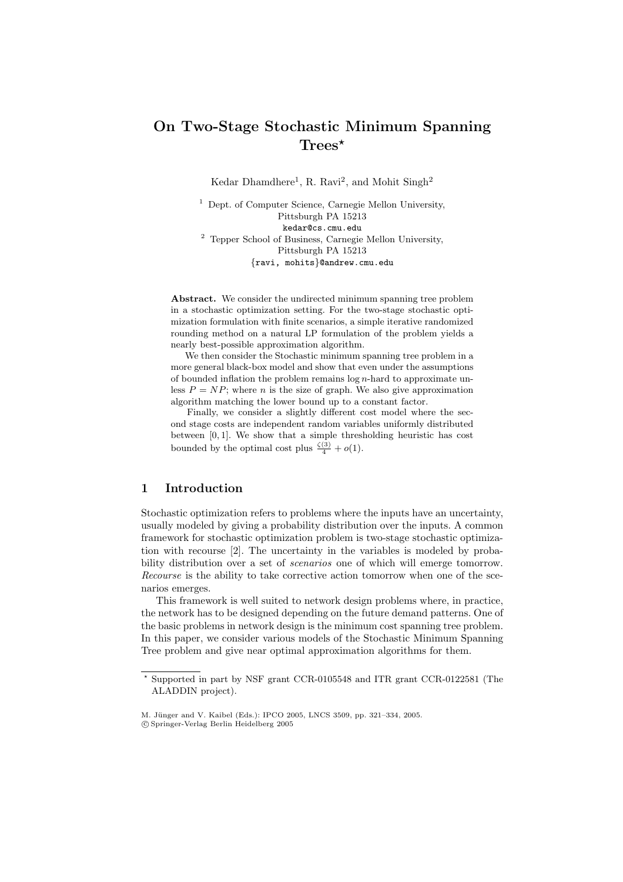# On Two-Stage Stochastic Minimum Spanning Trees*

Kedar Dhamdhere[1], R. Ravi[2], and Mohit Singh[2]

[1] Dept. of Computer Science, Carnegie Mellon University, Pittsburgh PA 15213
kedar@cs.cmu.edu

[2] Tepper School of Business, Carnegie Mellon University, Pittsburgh PA 15213
{ravi, mohits}@andrew.cmu.edu

**Abstract.** We consider the undirected minimum spanning tree problem in a stochastic optimization setting. For the two-stage stochastic optimization formulation with finite scenarios, a simple iterative randomized rounding method on a natural LP formulation of the problem yields a nearly best-possible approximation algorithm.

We then consider the Stochastic minimum spanning tree problem in a more general black-box model and show that even under the assumptions of bounded inflation the problem remains $\log n$-hard to approximate unless $P = NP$; where $n$ is the size of graph. We also give approximation algorithm matching the lower bound up to a constant factor.

Finally, we consider a slightly different cost model where the second stage costs are independent random variables uniformly distributed between $[0, 1]$. We show that a simple thresholding heuristic has cost bounded by the optimal cost plus $\frac{\zeta(3)}{4} + o(1)$.

## 1 Introduction

Stochastic optimization refers to problems where the inputs have an uncertainty, usually modeled by giving a probability distribution over the inputs. A common framework for stochastic optimization problem is two-stage stochastic optimization with recourse [2]. The uncertainty in the variables is modeled by probability distribution over a set of *scenarios* one of which will emerge tomorrow. *Recourse* is the ability to take corrective action tomorrow when one of the scenarios emerges.

This framework is well suited to network design problems where, in practice, the network has to be designed depending on the future demand patterns. One of the basic problems in network design is the minimum cost spanning tree problem. In this paper, we consider various models of the Stochastic Minimum Spanning Tree problem and give near optimal approximation algorithms for them.

* Supported in part by NSF grant CCR-0105548 and ITR grant CCR-0122581 (The ALADDIN project).

M. Jünger and V. Kaibel (Eds.): IPCO 2005, LNCS 3509, pp. 321–334, 2005.
© Springer-Verlag Berlin Heidelberg 2005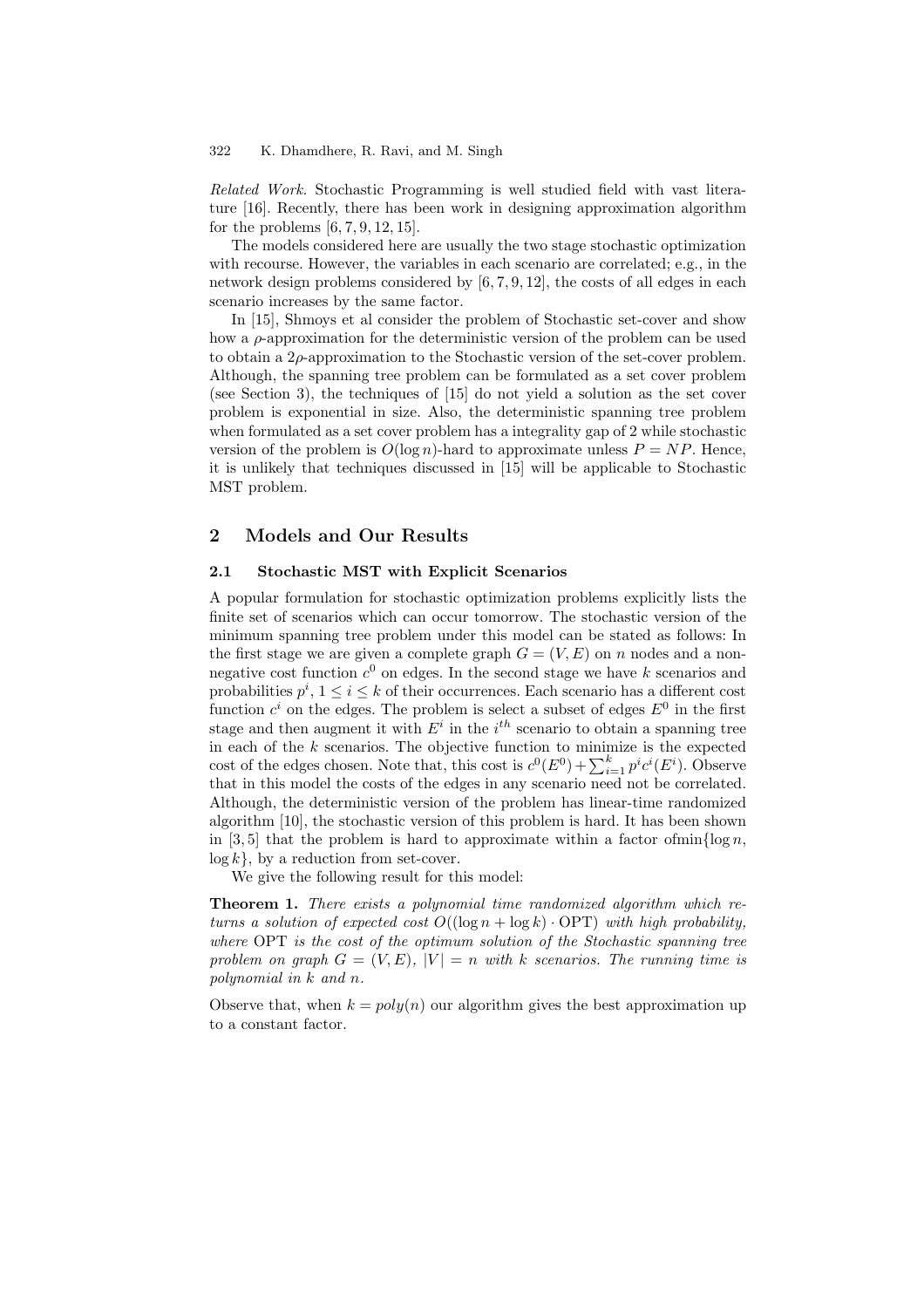*Related Work.* Stochastic Programming is well studied field with vast literature [16]. Recently, there has been work in designing approximation algorithm for the problems [6, 7, 9, 12, 15].

The models considered here are usually the two stage stochastic optimization with recourse. However, the variables in each scenario are correlated; e.g., in the network design problems considered by [6, 7, 9, 12], the costs of all edges in each scenario increases by the same factor.

In [15], Shmoys et al consider the problem of Stochastic set-cover and show how a $\rho$-approximation for the deterministic version of the problem can be used to obtain a $2\rho$-approximation to the Stochastic version of the set-cover problem. Although, the spanning tree problem can be formulated as a set cover problem (see Section 3), the techniques of [15] do not yield a solution as the set cover problem is exponential in size. Also, the deterministic spanning tree problem when formulated as a set cover problem has a integrality gap of 2 while stochastic version of the problem is $O(\log n)$-hard to approximate unless $P = NP$. Hence, it is unlikely that techniques discussed in [15] will be applicable to Stochastic MST problem.

## 2 Models and Our Results

### 2.1 Stochastic MST with Explicit Scenarios

A popular formulation for stochastic optimization problems explicitly lists the finite set of scenarios which can occur tomorrow. The stochastic version of the minimum spanning tree problem under this model can be stated as follows: In the first stage we are given a complete graph $G = (V, E)$ on $n$ nodes and a non-negative cost function $c^0$ on edges. In the second stage we have $k$ scenarios and probabilities $p^i$, $1 \leq i \leq k$ of their occurrences. Each scenario has a different cost function $c^i$ on the edges. The problem is select a subset of edges $E^0$ in the first stage and then augment it with $E^i$ in the $i^{th}$ scenario to obtain a spanning tree in each of the $k$ scenarios. The objective function to minimize is the expected cost of the edges chosen. Note that, this cost is $c^0(E^0) + \sum_{i=1}^{k} p^i c^i(E^i)$. Observe that in this model the costs of the edges in any scenario need not be correlated. Although, the deterministic version of the problem has linear-time randomized algorithm [10], the stochastic version of this problem is hard. It has been shown in [3, 5] that the problem is hard to approximate within a factor ofmin$\{\log n, \log k\}$, by a reduction from set-cover.

We give the following result for this model:

**Theorem 1.** *There exists a polynomial time randomized algorithm which returns a solution of expected cost $O((\log n + \log k) \cdot \mathrm{OPT})$ with high probability, where* OPT *is the cost of the optimum solution of the Stochastic spanning tree problem on graph $G = (V, E)$, $|V| = n$ with $k$ scenarios. The running time is polynomial in $k$ and $n$.*

Observe that, when $k = poly(n)$ our algorithm gives the best approximation up to a constant factor.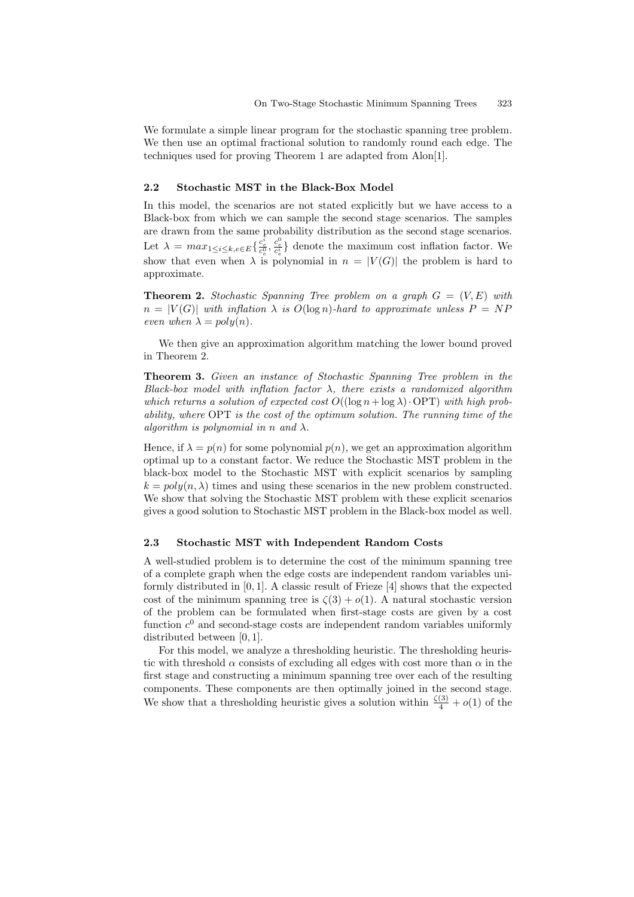We formulate a simple linear program for the stochastic spanning tree problem. We then use an optimal fractional solution to randomly round each edge. The techniques used for proving Theorem 1 are adapted from Alon[1].

### 2.2 Stochastic MST in the Black-Box Model

In this model, the scenarios are not stated explicitly but we have access to a Black-box from which we can sample the second stage scenarios. The samples are drawn from the same probability distribution as the second stage scenarios. Let $\lambda = max_{1 \leq i \leq k, e \in E}\{\frac{c_e^i}{c_e^0}, \frac{c_e^0}{c_e^i}\}$ denote the maximum cost inflation factor. We show that even when $\lambda$ is polynomial in $n = |V(G)|$ the problem is hard to approximate.

**Theorem 2.** *Stochastic Spanning Tree problem on a graph $G = (V, E)$ with $n = |V(G)|$ with inflation $\lambda$ is $O(\log n)$-hard to approximate unless $P = NP$ even when $\lambda = poly(n)$.*

We then give an approximation algorithm matching the lower bound proved in Theorem 2.

**Theorem 3.** *Given an instance of Stochastic Spanning Tree problem in the Black-box model with inflation factor $\lambda$, there exists a randomized algorithm which returns a solution of expected cost $O((\log n + \log \lambda) \cdot \mathrm{OPT})$ with high probability, where* OPT *is the cost of the optimum solution. The running time of the algorithm is polynomial in $n$ and $\lambda$.*

Hence, if $\lambda = p(n)$ for some polynomial $p(n)$, we get an approximation algorithm optimal up to a constant factor. We reduce the Stochastic MST problem in the black-box model to the Stochastic MST with explicit scenarios by sampling $k = poly(n, \lambda)$ times and using these scenarios in the new problem constructed. We show that solving the Stochastic MST problem with these explicit scenarios gives a good solution to Stochastic MST problem in the Black-box model as well.

### 2.3 Stochastic MST with Independent Random Costs

A well-studied problem is to determine the cost of the minimum spanning tree of a complete graph when the edge costs are independent random variables uniformly distributed in $[0, 1]$. A classic result of Frieze [4] shows that the expected cost of the minimum spanning tree is $\zeta(3) + o(1)$. A natural stochastic version of the problem can be formulated when first-stage costs are given by a cost function $c^0$ and second-stage costs are independent random variables uniformly distributed between $[0, 1]$.

For this model, we analyze a thresholding heuristic. The thresholding heuristic with threshold $\alpha$ consists of excluding all edges with cost more than $\alpha$ in the first stage and constructing a minimum spanning tree over each of the resulting components. These components are then optimally joined in the second stage. We show that a thresholding heuristic gives a solution within $\frac{\zeta(3)}{4} + o(1)$ of the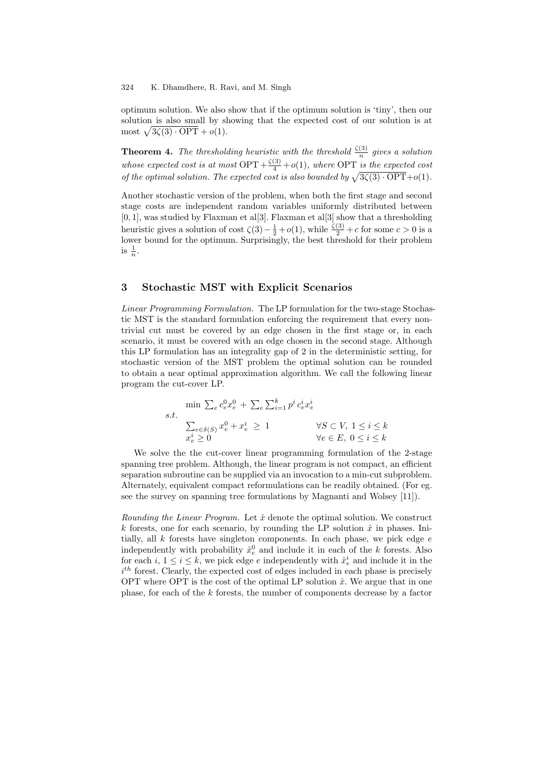optimum solution. We also show that if the optimum solution is 'tiny', then our solution is also small by showing that the expected cost of our solution is at most $\sqrt{3\zeta(3) \cdot \mathrm{OPT}} + o(1)$.

**Theorem 4.** *The thresholding heuristic with the threshold $\frac{\zeta(3)}{n}$ gives a solution whose expected cost is at most $\mathrm{OPT} + \frac{\zeta(3)}{4} + o(1)$, where* OPT *is the expected cost of the optimal solution. The expected cost is also bounded by $\sqrt{3\zeta(3) \cdot \mathrm{OPT}} + o(1)$.*

Another stochastic version of the problem, when both the first stage and second stage costs are independent random variables uniformly distributed between $[0, 1]$, was studied by Flaxman et al[3]. Flaxman et al[3] show that a thresholding heuristic gives a solution of cost $\zeta(3) - \frac{1}{2} + o(1)$, while $\frac{\zeta(3)}{2} + c$ for some $c > 0$ is a lower bound for the optimum. Surprisingly, the best threshold for their problem is $\frac{1}{n}$.

## 3 Stochastic MST with Explicit Scenarios

*Linear Programming Formulation.* The LP formulation for the two-stage Stochastic MST is the standard formulation enforcing the requirement that every nontrivial cut must be covered by an edge chosen in the first stage or, in each scenario, it must be covered with an edge chosen in the second stage. Although this LP formulation has an integrality gap of 2 in the deterministic setting, for stochastic version of the MST problem the optimal solution can be rounded to obtain a near optimal approximation algorithm. We call the following linear program the cut-cover LP.

$$
\begin{array}{lll}
 & \min \sum_e c_e^0 x_e^0 + \sum_e \sum_{i=1}^k p^i c_e^i x_e^i & \\
s.t. & & \\
 & \sum_{e \in \delta(S)} x_e^0 + x_e^i \ \geq \ 1 & \forall S \subset V,\ 1 \leq i \leq k \\
 & x_e^i \geq 0 & \forall e \in E,\ 0 \leq i \leq k
\end{array}
$$

We solve the the cut-cover linear programming formulation of the 2-stage spanning tree problem. Although, the linear program is not compact, an efficient separation subroutine can be supplied via an invocation to a min-cut subproblem. Alternately, equivalent compact reformulations can be readily obtained. (For eg. see the survey on spanning tree formulations by Magnanti and Wolsey [11]).

*Rounding the Linear Program.* Let $\hat{x}$ denote the optimal solution. We construct $k$ forests, one for each scenario, by rounding the LP solution $\hat{x}$ in phases. Initially, all $k$ forests have singleton components. In each phase, we pick edge $e$ independently with probability $\hat{x}_e^0$ and include it in each of the $k$ forests. Also for each $i$, $1 \leq i \leq k$, we pick edge $e$ independently with $\hat{x}_e^i$ and include it in the $i^{th}$ forest. Clearly, the expected cost of edges included in each phase is precisely OPT where OPT is the cost of the optimal LP solution $\hat{x}$. We argue that in one phase, for each of the $k$ forests, the number of components decrease by a factor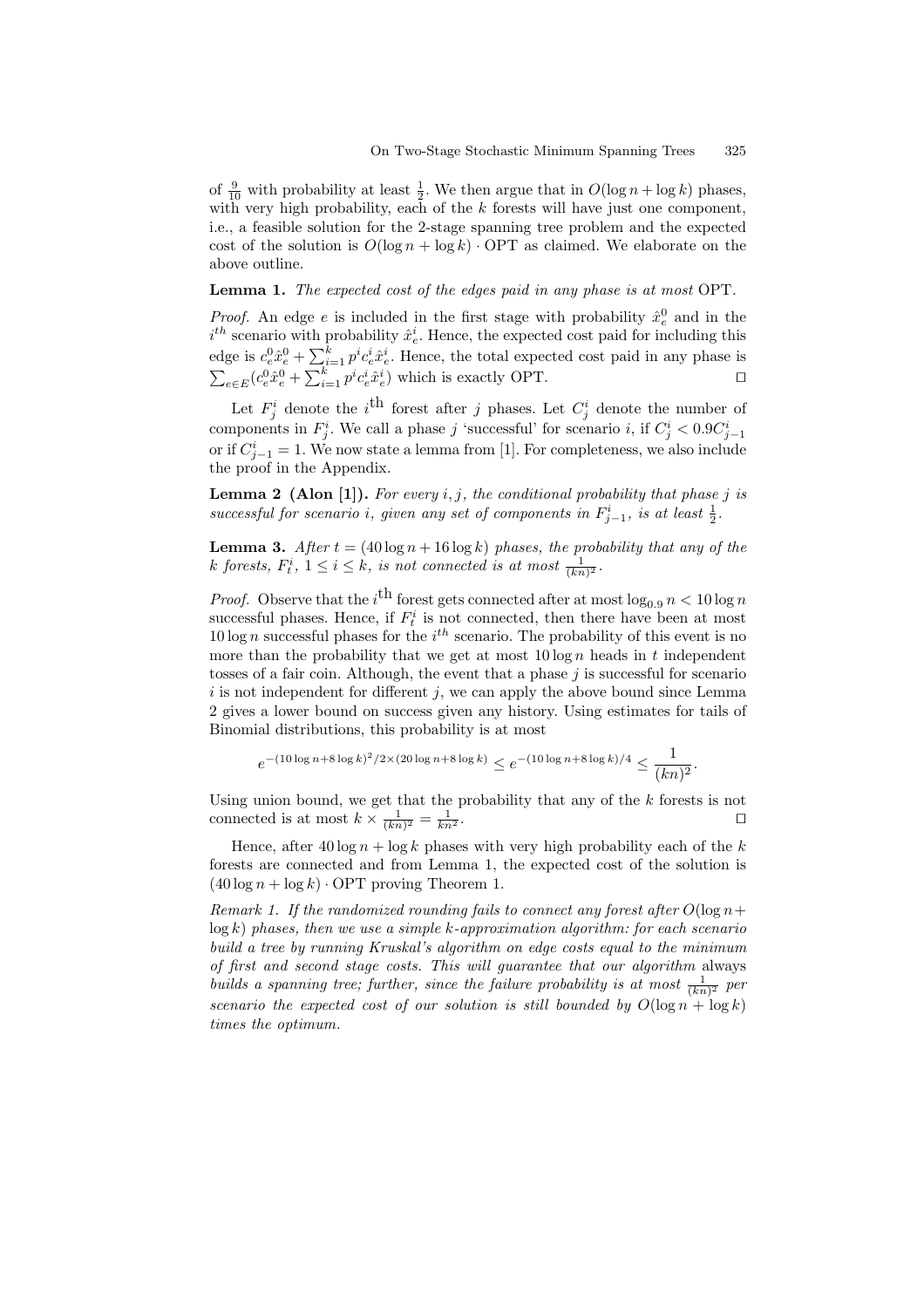of $\frac{9}{10}$ with probability at least $\frac{1}{2}$. We then argue that in $O(\log n + \log k)$ phases, with very high probability, each of the $k$ forests will have just one component, i.e., a feasible solution for the 2-stage spanning tree problem and the expected cost of the solution is $O(\log n + \log k) \cdot \mathrm{OPT}$ as claimed. We elaborate on the above outline.

**Lemma 1.** *The expected cost of the edges paid in any phase is at most* OPT.

*Proof.* An edge $e$ is included in the first stage with probability $\hat{x}_e^0$ and in the $i^{th}$ scenario with probability $\hat{x}_e^i$. Hence, the expected cost paid for including this edge is $c_e^0 \hat{x}_e^0 + \sum_{i=1}^k p^i c_e^i \hat{x}_e^i$. Hence, the total expected cost paid in any phase is $\sum_{e \in E} (c_e^0 \hat{x}_e^0 + \sum_{i=1}^k p^i c_e^i \hat{x}_e^i)$ which is exactly OPT. ⊓⊔

Let $F_j^i$ denote the $i^{\text{th}}$ forest after $j$ phases. Let $C_j^i$ denote the number of components in $F_j^i$. We call a phase $j$ 'successful' for scenario $i$, if $C_j^i < 0.9 C_{j-1}^i$ or if $C_{j-1}^i = 1$. We now state a lemma from [1]. For completeness, we also include the proof in the Appendix.

**Lemma 2 (Alon [1]).** *For every $i, j$, the conditional probability that phase $j$ is successful for scenario $i$, given any set of components in $F_{j-1}^i$, is at least $\frac{1}{2}$.*

**Lemma 3.** *After $t = (40 \log n + 16 \log k)$ phases, the probability that any of the $k$ forests, $F_t^i$, $1 \le i \le k$, is not connected is at most $\frac{1}{(kn)^2}$.*

*Proof.* Observe that the $i^{\text{th}}$ forest gets connected after at most $\log_{0.9} n < 10 \log n$ successful phases. Hence, if $F_t^i$ is not connected, then there have been at most $10 \log n$ successful phases for the $i^{th}$ scenario. The probability of this event is no more than the probability that we get at most $10 \log n$ heads in $t$ independent tosses of a fair coin. Although, the event that a phase $j$ is successful for scenario $i$ is not independent for different $j$, we can apply the above bound since Lemma 2 gives a lower bound on success given any history. Using estimates for tails of Binomial distributions, this probability is at most

$$e^{-(10 \log n + 8 \log k)^2 / 2 \times (20 \log n + 8 \log k)} \le e^{-(10 \log n + 8 \log k)/4} \le \frac{1}{(kn)^2}.$$

Using union bound, we get that the probability that any of the $k$ forests is not connected is at most $k \times \frac{1}{(kn)^2} = \frac{1}{kn^2}$. ⊓⊔

Hence, after $40 \log n + \log k$ phases with very high probability each of the $k$ forests are connected and from Lemma 1, the expected cost of the solution is $(40 \log n + \log k) \cdot \mathrm{OPT}$ proving Theorem 1.

*Remark 1. If the randomized rounding fails to connect any forest after $O(\log n + \log k)$ phases, then we use a simple $k$-approximation algorithm: for each scenario build a tree by running Kruskal's algorithm on edge costs equal to the minimum of first and second stage costs. This will guarantee that our algorithm* always *builds a spanning tree; further, since the failure probability is at most $\frac{1}{(kn)^2}$ per scenario the expected cost of our solution is still bounded by $O(\log n + \log k)$ times the optimum.*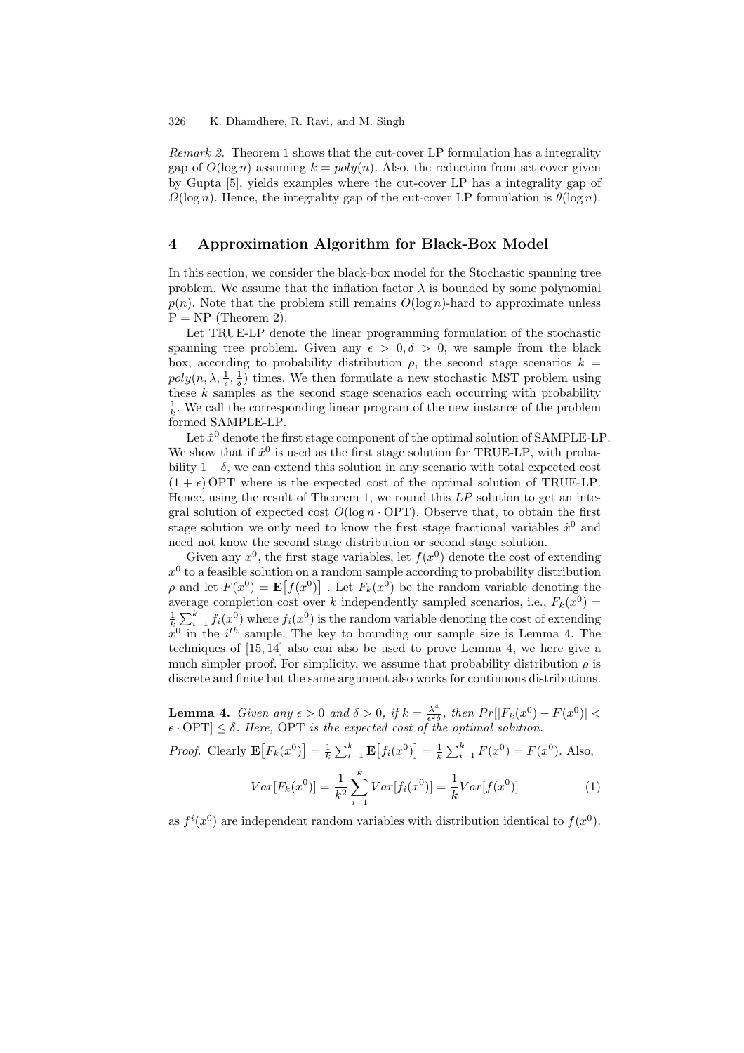*Remark 2.* Theorem 1 shows that the cut-cover LP formulation has a integrality gap of $O(\log n)$ assuming $k = poly(n)$. Also, the reduction from set cover given by Gupta [5], yields examples where the cut-cover LP has a integrality gap of $\Omega(\log n)$. Hence, the integrality gap of the cut-cover LP formulation is $\theta(\log n)$.

## 4 Approximation Algorithm for Black-Box Model

In this section, we consider the black-box model for the Stochastic spanning tree problem. We assume that the inflation factor $\lambda$ is bounded by some polynomial $p(n)$. Note that the problem still remains $O(\log n)$-hard to approximate unless $\mathrm{P} = \mathrm{NP}$ (Theorem 2).

Let TRUE-LP denote the linear programming formulation of the stochastic spanning tree problem. Given any $\epsilon > 0, \delta > 0$, we sample from the black box, according to probability distribution $\rho$, the second stage scenarios $k = poly(n, \lambda, \frac{1}{\epsilon}, \frac{1}{\delta})$ times. We then formulate a new stochastic MST problem using these $k$ samples as the second stage scenarios each occurring with probability $\frac{1}{k}$. We call the corresponding linear program of the new instance of the problem formed SAMPLE-LP.

Let $\hat{x}^0$ denote the first stage component of the optimal solution of SAMPLE-LP. We show that if $\hat{x}^0$ is used as the first stage solution for TRUE-LP, with probability $1 - \delta$, we can extend this solution in any scenario with total expected cost $(1 + \epsilon)\,\mathrm{OPT}$ where is the expected cost of the optimal solution of TRUE-LP. Hence, using the result of Theorem 1, we round this *LP* solution to get an integral solution of expected cost $O(\log n \cdot \mathrm{OPT})$. Observe that, to obtain the first stage solution we only need to know the first stage fractional variables $\hat{x}^0$ and need not know the second stage distribution or second stage solution.

Given any $x^0$, the first stage variables, let $f(x^0)$ denote the cost of extending $x^0$ to a feasible solution on a random sample according to probability distribution $\rho$ and let $F(x^0) = \mathbf{E}\big[f(x^0)\big]$ . Let $F_k(x^0)$ be the random variable denoting the average completion cost over $k$ independently sampled scenarios, i.e., $F_k(x^0) = \frac{1}{k}\sum_{i=1}^{k} f_i(x^0)$ where $f_i(x^0)$ is the random variable denoting the cost of extending $x^0$ in the $i^{th}$ sample. The key to bounding our sample size is Lemma 4. The techniques of [15, 14] also can also be used to prove Lemma 4, we here give a much simpler proof. For simplicity, we assume that probability distribution $\rho$ is discrete and finite but the same argument also works for continuous distributions.

**Lemma 4.** *Given any $\epsilon > 0$ and $\delta > 0$, if $k = \frac{\lambda^4}{\epsilon^2 \delta}$, then $Pr[|F_k(x^0) - F(x^0)| < \epsilon \cdot \mathrm{OPT}] \leq \delta$. Here,* OPT *is the expected cost of the optimal solution.*

*Proof.* Clearly $\mathbf{E}\big[F_k(x^0)\big] = \frac{1}{k}\sum_{i=1}^{k}\mathbf{E}\big[f_i(x^0)\big] = \frac{1}{k}\sum_{i=1}^{k} F(x^0) = F(x^0)$. Also,

$$Var[F_k(x^0)] = \frac{1}{k^2}\sum_{i=1}^{k} Var[f_i(x^0)] = \frac{1}{k} Var[f(x^0)] \tag{1}$$

as $f^i(x^0)$ are independent random variables with distribution identical to $f(x^0)$.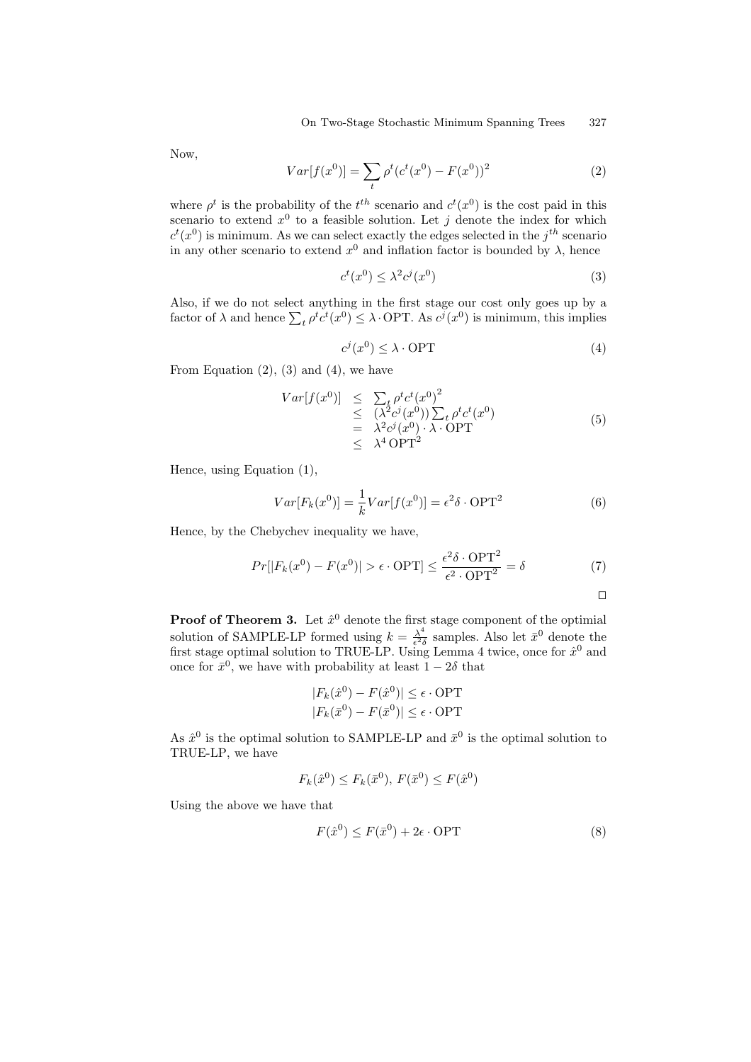Now,

$$Var[f(x^0)] = \sum_t \rho^t (c^t(x^0) - F(x^0))^2 \tag{2}$$

where $\rho^t$ is the probability of the $t^{th}$ scenario and $c^t(x^0)$ is the cost paid in this scenario to extend $x^0$ to a feasible solution. Let $j$ denote the index for which $c^t(x^0)$ is minimum. As we can select exactly the edges selected in the $j^{th}$ scenario in any other scenario to extend $x^0$ and inflation factor is bounded by $\lambda$, hence

$$c^t(x^0) \leq \lambda^2 c^j(x^0) \tag{3}$$

Also, if we do not select anything in the first stage our cost only goes up by a factor of $\lambda$ and hence $\sum_t \rho^t c^t(x^0) \leq \lambda \cdot \mathrm{OPT}$. As $c^j(x^0)$ is minimum, this implies

$$c^j(x^0) \leq \lambda \cdot \mathrm{OPT} \tag{4}$$

From Equation (2), (3) and (4), we have

$$\begin{aligned} Var[f(x^0)] &\leq \sum_t \rho^t c^t(x^0)^2 \\ &\leq (\lambda^2 c^j(x^0)) \sum_t \rho^t c^t(x^0) \\ &= \lambda^2 c^j(x^0) \cdot \lambda \cdot \mathrm{OPT} \\ &\leq \lambda^4 \, \mathrm{OPT}^2 \end{aligned} \tag{5}$$

Hence, using Equation (1),

$$Var[F_k(x^0)] = \frac{1}{k} Var[f(x^0)] = \epsilon^2 \delta \cdot \mathrm{OPT}^2 \tag{6}$$

Hence, by the Chebychev inequality we have,

$$Pr[|F_k(x^0) - F(x^0)| > \epsilon \cdot \mathrm{OPT}] \leq \frac{\epsilon^2 \delta \cdot \mathrm{OPT}^2}{\epsilon^2 \cdot \mathrm{OPT}^2} = \delta \tag{7}$$

□

**Proof of Theorem 3.** Let $\hat{x}^0$ denote the first stage component of the optimial solution of SAMPLE-LP formed using $k = \frac{\lambda^4}{\epsilon^2 \delta}$ samples. Also let $\bar{x}^0$ denote the first stage optimal solution to TRUE-LP. Using Lemma 4 twice, once for $\hat{x}^0$ and once for $\bar{x}^0$, we have with probability at least $1 - 2\delta$ that

$$|F_k(\hat{x}^0) - F(\hat{x}^0)| \leq \epsilon \cdot \mathrm{OPT}$$
$$|F_k(\bar{x}^0) - F(\bar{x}^0)| \leq \epsilon \cdot \mathrm{OPT}$$

As $\hat{x}^0$ is the optimal solution to SAMPLE-LP and $\bar{x}^0$ is the optimal solution to TRUE-LP, we have

$$F_k(\hat{x}^0) \leq F_k(\bar{x}^0), \; F(\bar{x}^0) \leq F(\hat{x}^0)$$

Using the above we have that

$$F(\hat{x}^0) \leq F(\bar{x}^0) + 2\epsilon \cdot \mathrm{OPT} \tag{8}$$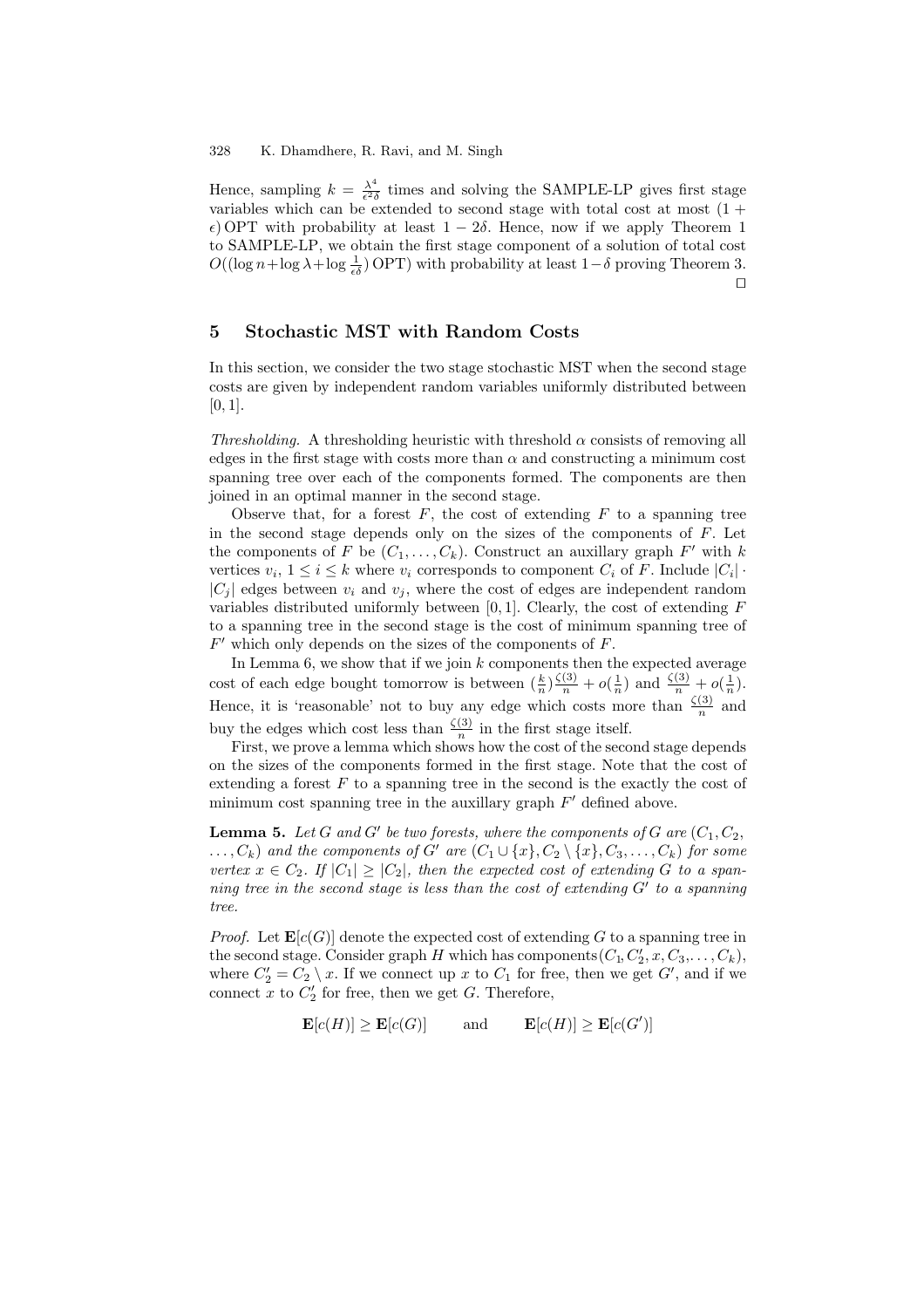Hence, sampling $k = \frac{\lambda^4}{\epsilon^2 \delta}$ times and solving the SAMPLE-LP gives first stage variables which can be extended to second stage with total cost at most $(1 + \epsilon)\,\mathrm{OPT}$ with probability at least $1 - 2\delta$. Hence, now if we apply Theorem 1 to SAMPLE-LP, we obtain the first stage component of a solution of total cost $O((\log n + \log \lambda + \log \frac{1}{\epsilon\delta})\,\mathrm{OPT})$ with probability at least $1 - \delta$ proving Theorem 3. $\square$

## 5 Stochastic MST with Random Costs

In this section, we consider the two stage stochastic MST when the second stage costs are given by independent random variables uniformly distributed between $[0, 1]$.

*Thresholding.* A thresholding heuristic with threshold $\alpha$ consists of removing all edges in the first stage with costs more than $\alpha$ and constructing a minimum cost spanning tree over each of the components formed. The components are then joined in an optimal manner in the second stage.

Observe that, for a forest $F$, the cost of extending $F$ to a spanning tree in the second stage depends only on the sizes of the components of $F$. Let the components of $F$ be $(C_1, \ldots, C_k)$. Construct an auxillary graph $F'$ with $k$ vertices $v_i$, $1 \leq i \leq k$ where $v_i$ corresponds to component $C_i$ of $F$. Include $|C_i| \cdot |C_j|$ edges between $v_i$ and $v_j$, where the cost of edges are independent random variables distributed uniformly between $[0, 1]$. Clearly, the cost of extending $F$ to a spanning tree in the second stage is the cost of minimum spanning tree of $F'$ which only depends on the sizes of the components of $F$.

In Lemma 6, we show that if we join $k$ components then the expected average cost of each edge bought tomorrow is between $(\frac{k}{n})\frac{\zeta(3)}{n} + o(\frac{1}{n})$ and $\frac{\zeta(3)}{n} + o(\frac{1}{n})$. Hence, it is 'reasonable' not to buy any edge which costs more than $\frac{\zeta(3)}{n}$ and buy the edges which cost less than $\frac{\zeta(3)}{n}$ in the first stage itself.

First, we prove a lemma which shows how the cost of the second stage depends on the sizes of the components formed in the first stage. Note that the cost of extending a forest $F$ to a spanning tree in the second is the exactly the cost of minimum cost spanning tree in the auxillary graph $F'$ defined above.

**Lemma 5.** *Let $G$ and $G'$ be two forests, where the components of $G$ are $(C_1, C_2, \ldots, C_k)$ and the components of $G'$ are $(C_1 \cup \{x\}, C_2 \setminus \{x\}, C_3, \ldots, C_k)$ for some vertex $x \in C_2$. If $|C_1| \geq |C_2|$, then the expected cost of extending $G$ to a spanning tree in the second stage is less than the cost of extending $G'$ to a spanning tree.*

*Proof.* Let $\mathbf{E}[c(G)]$ denote the expected cost of extending $G$ to a spanning tree in the second stage. Consider graph $H$ which has components $(C_1, C_2', x, C_3, \ldots, C_k)$, where $C_2' = C_2 \setminus x$. If we connect up $x$ to $C_1$ for free, then we get $G'$, and if we connect $x$ to $C_2'$ for free, then we get $G$. Therefore,

$$\mathbf{E}[c(H)] \geq \mathbf{E}[c(G)] \qquad \text{and} \qquad \mathbf{E}[c(H)] \geq \mathbf{E}[c(G')]$$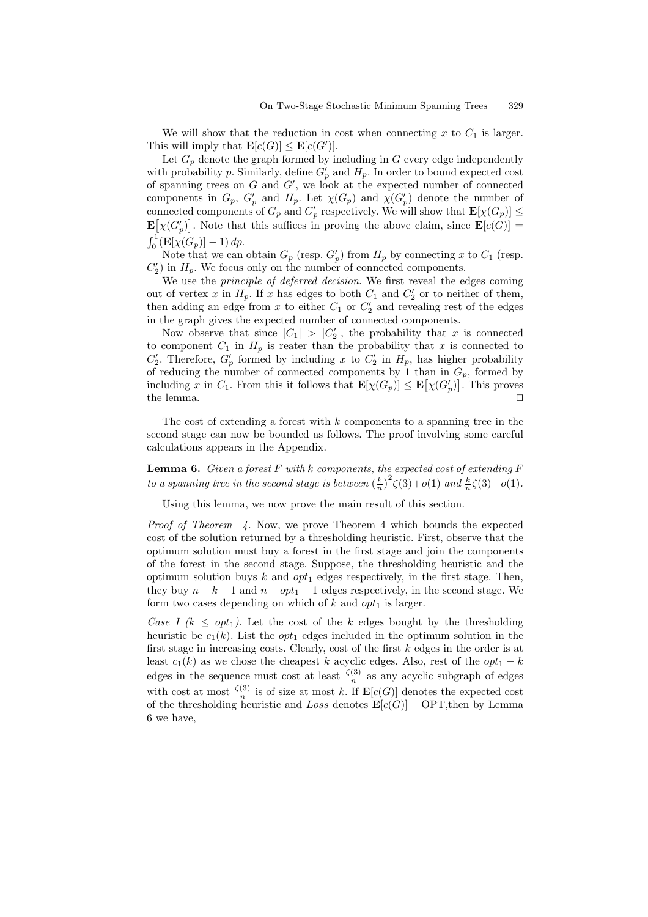We will show that the reduction in cost when connecting $x$ to $C_1$ is larger. This will imply that $\mathbf{E}[c(G)] \leq \mathbf{E}[c(G')]$.

Let $G_p$ denote the graph formed by including in $G$ every edge independently with probability $p$. Similarly, define $G'_p$ and $H_p$. In order to bound expected cost of spanning trees on $G$ and $G'$, we look at the expected number of connected components in $G_p$, $G'_p$ and $H_p$. Let $\chi(G_p)$ and $\chi(G'_p)$ denote the number of connected components of $G_p$ and $G'_p$ respectively. We will show that $\mathbf{E}[\chi(G_p)] \leq \mathbf{E}\big[\chi(G'_p)\big]$. Note that this suffices in proving the above claim, since $\mathbf{E}[c(G)] = \int_0^1 (\mathbf{E}[\chi(G_p)] - 1)\, dp$.

Note that we can obtain $G_p$ (resp. $G'_p$) from $H_p$ by connecting $x$ to $C_1$ (resp. $C'_2$) in $H_p$. We focus only on the number of connected components.

We use the *principle of deferred decision*. We first reveal the edges coming out of vertex $x$ in $H_p$. If $x$ has edges to both $C_1$ and $C'_2$ or to neither of them, then adding an edge from $x$ to either $C_1$ or $C'_2$ and revealing rest of the edges in the graph gives the expected number of connected components.

Now observe that since $|C_1| > |C'_2|$, the probability that $x$ is connected to component $C_1$ in $H_p$ is reater than the probability that $x$ is connected to $C'_2$. Therefore, $G'_p$ formed by including $x$ to $C'_2$ in $H_p$, has higher probability of reducing the number of connected components by 1 than in $G_p$, formed by including $x$ in $C_1$. From this it follows that $\mathbf{E}[\chi(G_p)] \leq \mathbf{E}\big[\chi(G'_p)\big]$. This proves the lemma. ☐

The cost of extending a forest with $k$ components to a spanning tree in the second stage can now be bounded as follows. The proof involving some careful calculations appears in the Appendix.

**Lemma 6.** *Given a forest $F$ with $k$ components, the expected cost of extending $F$ to a spanning tree in the second stage is between $(\frac{k}{n})^2\zeta(3)+o(1)$ and $\frac{k}{n}\zeta(3)+o(1)$.*

Using this lemma, we now prove the main result of this section.

*Proof of Theorem 4.* Now, we prove Theorem 4 which bounds the expected cost of the solution returned by a thresholding heuristic. First, observe that the optimum solution must buy a forest in the first stage and join the components of the forest in the second stage. Suppose, the thresholding heuristic and the optimum solution buys $k$ and $opt_1$ edges respectively, in the first stage. Then, they buy $n-k-1$ and $n-opt_1-1$ edges respectively, in the second stage. We form two cases depending on which of $k$ and $opt_1$ is larger.

*Case I ($k \leq opt_1$).* Let the cost of the $k$ edges bought by the thresholding heuristic be $c_1(k)$. List the $opt_1$ edges included in the optimum solution in the first stage in increasing costs. Clearly, cost of the first $k$ edges in the order is at least $c_1(k)$ as we chose the cheapest $k$ acyclic edges. Also, rest of the $opt_1 - k$ edges in the sequence must cost at least $\frac{\zeta(3)}{n}$ as any acyclic subgraph of edges with cost at most $\frac{\zeta(3)}{n}$ is of size at most $k$. If $\mathbf{E}[c(G)]$ denotes the expected cost of the thresholding heuristic and *Loss* denotes $\mathbf{E}[c(G)] - \mathrm{OPT}$,then by Lemma 6 we have,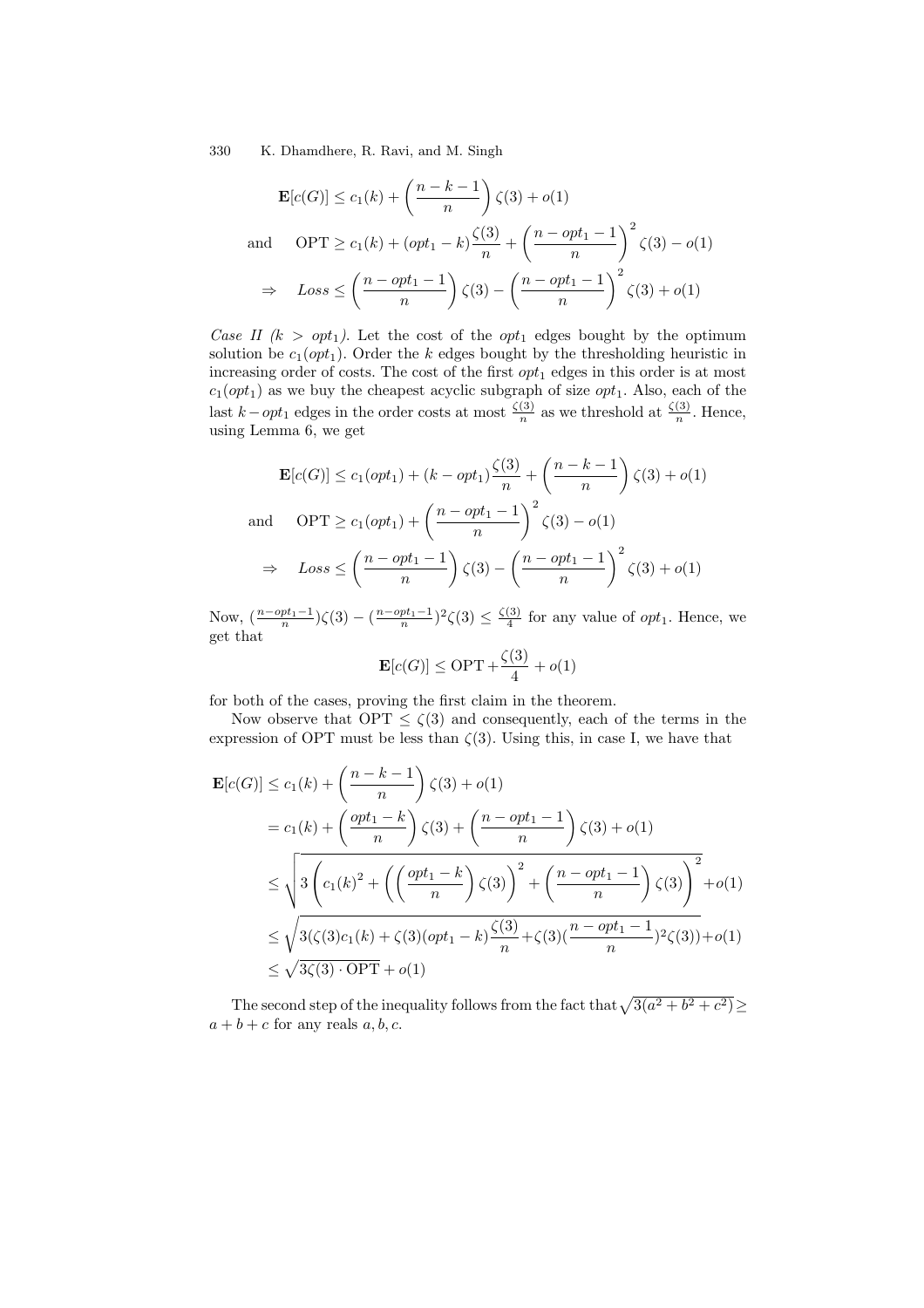$$\mathbf{E}[c(G)] \leq c_1(k) + \left(\frac{n-k-1}{n}\right)\zeta(3) + o(1)$$

$$\text{and} \quad \text{OPT} \geq c_1(k) + (opt_1 - k)\frac{\zeta(3)}{n} + \left(\frac{n-opt_1-1}{n}\right)^2 \zeta(3) - o(1)$$

$$\Rightarrow \quad Loss \leq \left(\frac{n-opt_1-1}{n}\right)\zeta(3) - \left(\frac{n-opt_1-1}{n}\right)^2 \zeta(3) + o(1)$$

*Case II ($k > opt_1$).* Let the cost of the $opt_1$ edges bought by the optimum solution be $c_1(opt_1)$. Order the $k$ edges bought by the thresholding heuristic in increasing order of costs. The cost of the first $opt_1$ edges in this order is at most $c_1(opt_1)$ as we buy the cheapest acyclic subgraph of size $opt_1$. Also, each of the last $k - opt_1$ edges in the order costs at most $\frac{\zeta(3)}{n}$ as we threshold at $\frac{\zeta(3)}{n}$. Hence, using Lemma 6, we get

$$\mathbf{E}[c(G)] \leq c_1(opt_1) + (k - opt_1)\frac{\zeta(3)}{n} + \left(\frac{n-k-1}{n}\right)\zeta(3) + o(1)$$

$$\text{and} \quad \text{OPT} \geq c_1(opt_1) + \left(\frac{n-opt_1-1}{n}\right)^2 \zeta(3) - o(1)$$

$$\Rightarrow \quad Loss \leq \left(\frac{n-opt_1-1}{n}\right)\zeta(3) - \left(\frac{n-opt_1-1}{n}\right)^2 \zeta(3) + o(1)$$

Now, $(\frac{n-opt_1-1}{n})\zeta(3) - (\frac{n-opt_1-1}{n})^2\zeta(3) \leq \frac{\zeta(3)}{4}$ for any value of $opt_1$. Hence, we get that

$$\mathbf{E}[c(G)] \leq \text{OPT} + \frac{\zeta(3)}{4} + o(1)$$

for both of the cases, proving the first claim in the theorem.

Now observe that $\text{OPT} \leq \zeta(3)$ and consequently, each of the terms in the expression of OPT must be less than $\zeta(3)$. Using this, in case I, we have that

$$\begin{aligned}
\mathbf{E}[c(G)] &\leq c_1(k) + \left(\frac{n-k-1}{n}\right)\zeta(3) + o(1) \\
&= c_1(k) + \left(\frac{opt_1-k}{n}\right)\zeta(3) + \left(\frac{n-opt_1-1}{n}\right)\zeta(3) + o(1) \\
&\leq \sqrt{3\left(c_1(k)^2 + \left(\left(\frac{opt_1-k}{n}\right)\zeta(3)\right)^2 + \left(\frac{n-opt_1-1}{n}\right)\zeta(3)\right)^2} + o(1) \\
&\leq \sqrt{3(\zeta(3)c_1(k) + \zeta(3)(opt_1-k)\frac{\zeta(3)}{n} + \zeta(3)(\frac{n-opt_1-1}{n})^2\zeta(3))} + o(1) \\
&\leq \sqrt{3\zeta(3)\cdot\text{OPT}} + o(1)
\end{aligned}$$

The second step of the inequality follows from the fact that $\sqrt{3(a^2+b^2+c^2)} \geq a+b+c$ for any reals $a, b, c$.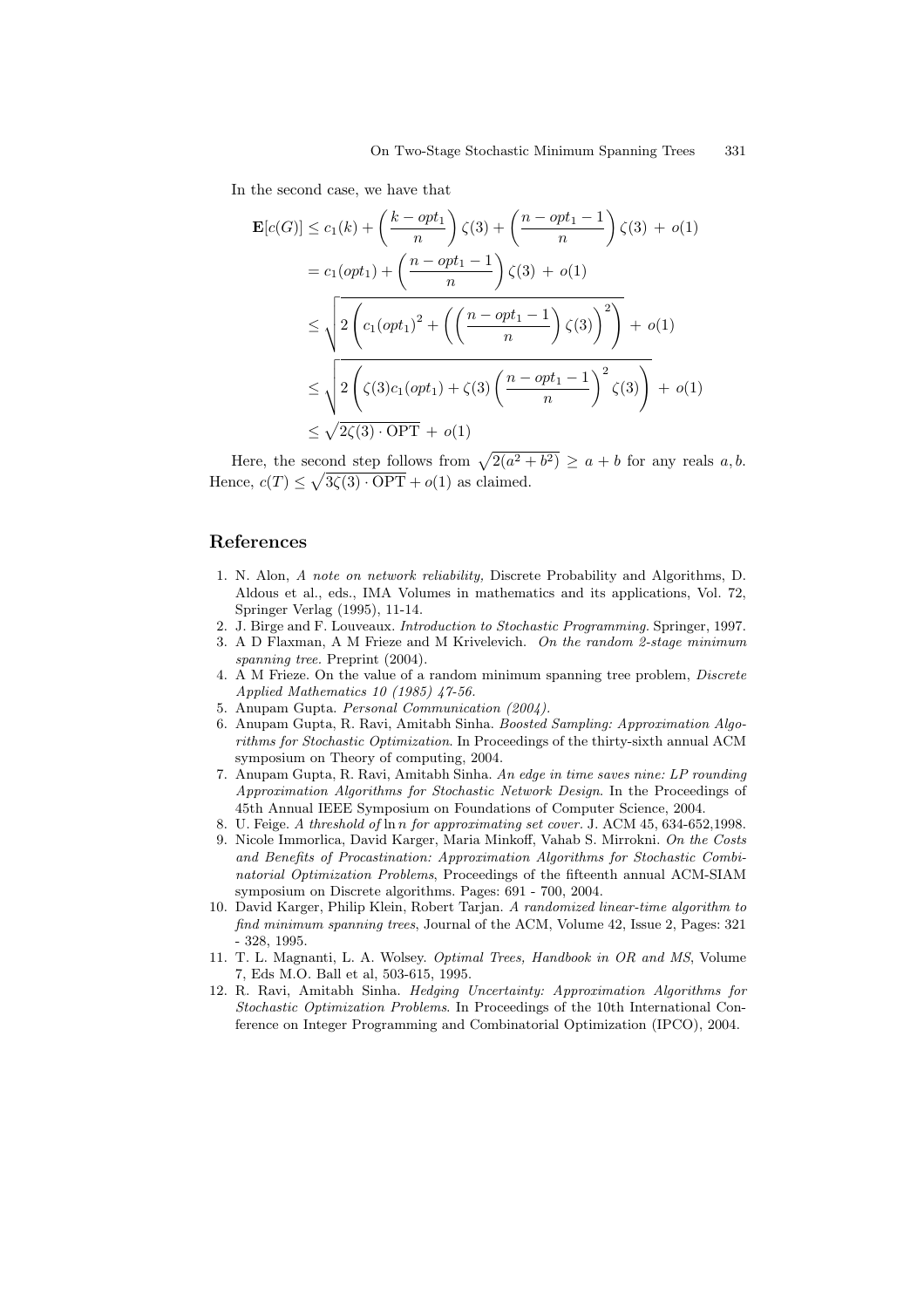In the second case, we have that

$$
\begin{aligned}
\mathbf{E}[c(G)] &\le c_1(k) + \left(\frac{k - opt_1}{n}\right)\zeta(3) + \left(\frac{n - opt_1 - 1}{n}\right)\zeta(3) \,+\, o(1) \\
&= c_1(opt_1) + \left(\frac{n - opt_1 - 1}{n}\right)\zeta(3) \,+\, o(1) \\
&\le \sqrt{2\left(c_1(opt_1)^2 + \left(\left(\frac{n - opt_1 - 1}{n}\right)\zeta(3)\right)^2\right)} \,+\, o(1) \\
&\le \sqrt{2\left(\zeta(3)c_1(opt_1) + \zeta(3)\left(\frac{n - opt_1 - 1}{n}\right)^2 \zeta(3)\right)} \,+\, o(1) \\
&\le \sqrt{2\zeta(3)\cdot \mathrm{OPT}} \,+\, o(1)
\end{aligned}
$$

Here, the second step follows from $\sqrt{2(a^2+b^2)} \ge a + b$ for any reals $a, b$. Hence, $c(T) \le \sqrt{3\zeta(3)\cdot \mathrm{OPT}} + o(1)$ as claimed.

## References

1. N. Alon, *A note on network reliability,* Discrete Probability and Algorithms, D. Aldous et al., eds., IMA Volumes in mathematics and its applications, Vol. 72, Springer Verlag (1995), 11-14.
2. J. Birge and F. Louveaux. *Introduction to Stochastic Programming.* Springer, 1997.
3. A D Flaxman, A M Frieze and M Krivelevich. *On the random 2-stage minimum spanning tree.* Preprint (2004).
4. A M Frieze. On the value of a random minimum spanning tree problem, *Discrete Applied Mathematics 10 (1985) 47-56.*
5. Anupam Gupta. *Personal Communication (2004).*
6. Anupam Gupta, R. Ravi, Amitabh Sinha. *Boosted Sampling: Approximation Algorithms for Stochastic Optimization.* In Proceedings of the thirty-sixth annual ACM symposium on Theory of computing, 2004.
7. Anupam Gupta, R. Ravi, Amitabh Sinha. *An edge in time saves nine: LP rounding Approximation Algorithms for Stochastic Network Design.* In the Proceedings of 45th Annual IEEE Symposium on Foundations of Computer Science, 2004.
8. U. Feige. *A threshold of* $\ln n$ *for approximating set cover.* J. ACM 45, 634-652,1998.
9. Nicole Immorlica, David Karger, Maria Minkoff, Vahab S. Mirrokni. *On the Costs and Benefits of Procastination: Approximation Algorithms for Stochastic Combinatorial Optimization Problems*, Proceedings of the fifteenth annual ACM-SIAM symposium on Discrete algorithms. Pages: 691 - 700, 2004.
10. David Karger, Philip Klein, Robert Tarjan. *A randomized linear-time algorithm to find minimum spanning trees*, Journal of the ACM, Volume 42, Issue 2, Pages: 321 - 328, 1995.
11. T. L. Magnanti, L. A. Wolsey. *Optimal Trees, Handbook in OR and MS*, Volume 7, Eds M.O. Ball et al, 503-615, 1995.
12. R. Ravi, Amitabh Sinha. *Hedging Uncertainty: Approximation Algorithms for Stochastic Optimization Problems.* In Proceedings of the 10th International Conference on Integer Programming and Combinatorial Optimization (IPCO), 2004.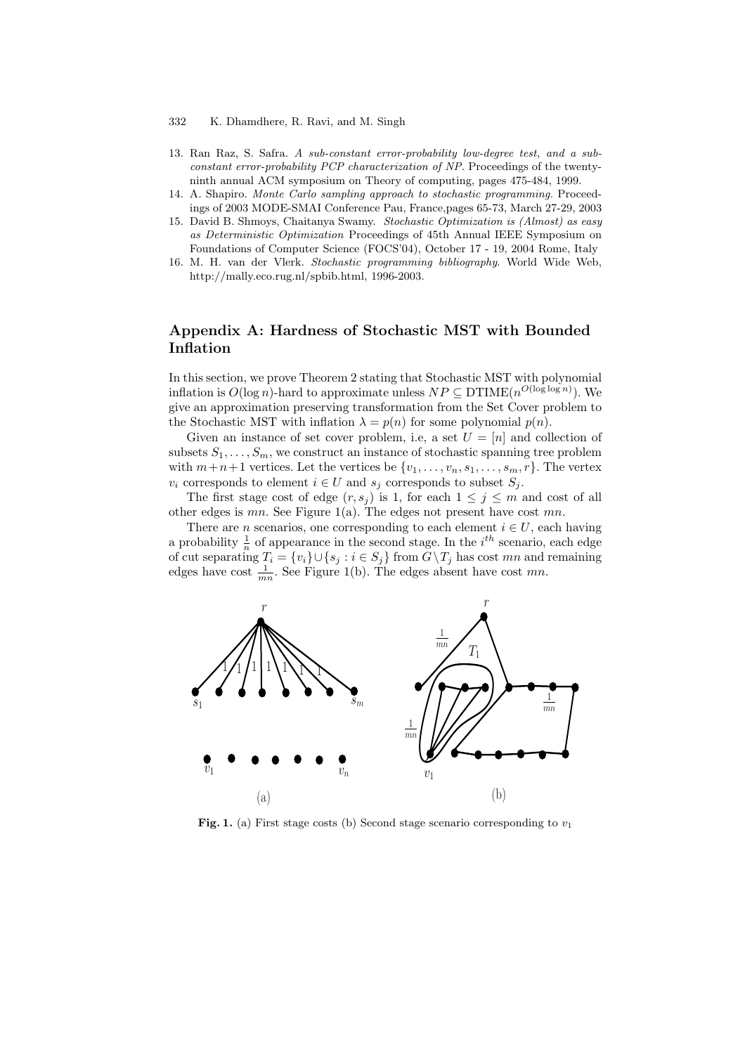13. Ran Raz, S. Safra. *A sub-constant error-probability low-degree test, and a sub-constant error-probability PCP characterization of NP*. Proceedings of the twenty-ninth annual ACM symposium on Theory of computing, pages 475-484, 1999.
14. A. Shapiro. *Monte Carlo sampling approach to stochastic programming*. Proceedings of 2003 MODE-SMAI Conference Pau, France,pages 65-73, March 27-29, 2003
15. David B. Shmoys, Chaitanya Swamy. *Stochastic Optimization is (Almost) as easy as Deterministic Optimization* Proceedings of 45th Annual IEEE Symposium on Foundations of Computer Science (FOCS'04), October 17 - 19, 2004 Rome, Italy
16. M. H. van der Vlerk. *Stochastic programming bibliography*. World Wide Web, http://mally.eco.rug.nl/spbib.html, 1996-2003.

## Appendix A: Hardness of Stochastic MST with Bounded Inflation

In this section, we prove Theorem 2 stating that Stochastic MST with polynomial inflation is $O(\log n)$-hard to approximate unless $NP \subseteq \text{DTIME}(n^{O(\log\log n)})$. We give an approximation preserving transformation from the Set Cover problem to the Stochastic MST with inflation $\lambda = p(n)$ for some polynomial $p(n)$.

Given an instance of set cover problem, i.e, a set $U = [n]$ and collection of subsets $S_1, \ldots, S_m$, we construct an instance of stochastic spanning tree problem with $m+n+1$ vertices. Let the vertices be $\{v_1, \ldots, v_n, s_1, \ldots, s_m, r\}$. The vertex $v_i$ corresponds to element $i \in U$ and $s_j$ corresponds to subset $S_j$.

The first stage cost of edge $(r, s_j)$ is 1, for each $1 \leq j \leq m$ and cost of all other edges is $mn$. See Figure 1(a). The edges not present have cost $mn$.

There are $n$ scenarios, one corresponding to each element $i \in U$, each having a probability $\frac{1}{n}$ of appearance in the second stage. In the $i^{th}$ scenario, each edge of cut separating $T_i = \{v_i\} \cup \{s_j : i \in S_j\}$ from $G \setminus T_j$ has cost $mn$ and remaining edges have cost $\frac{1}{mn}$. See Figure 1(b). The edges absent have cost $mn$.

**Fig. 1.** (a) First stage costs (b) Second stage scenario corresponding to $v_1$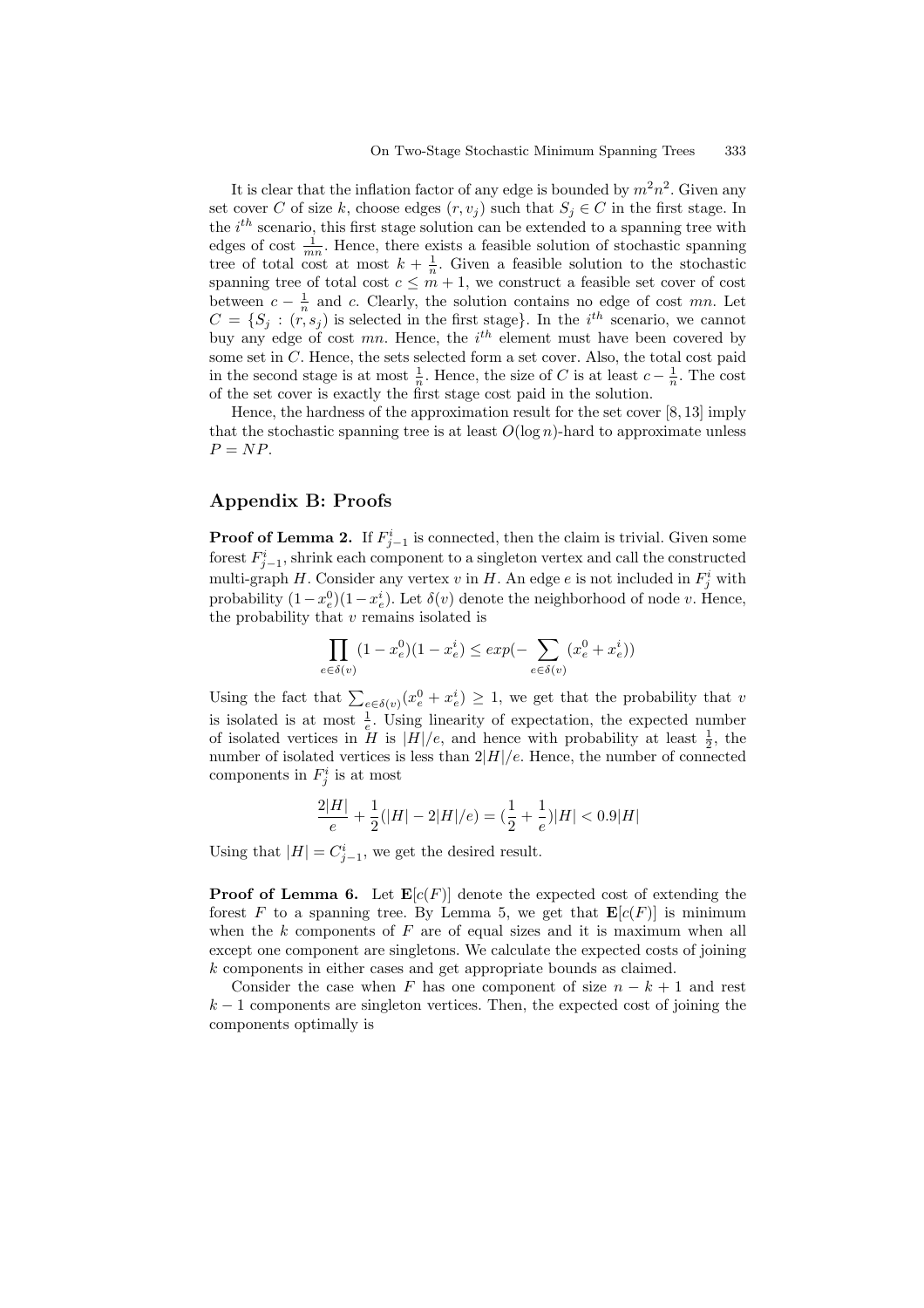It is clear that the inflation factor of any edge is bounded by $m^2n^2$. Given any set cover $C$ of size $k$, choose edges $(r, v_j)$ such that $S_j \in C$ in the first stage. In the $i^{th}$ scenario, this first stage solution can be extended to a spanning tree with edges of cost $\frac{1}{mn}$. Hence, there exists a feasible solution of stochastic spanning tree of total cost at most $k + \frac{1}{n}$. Given a feasible solution to the stochastic spanning tree of total cost $c \le m + 1$, we construct a feasible set cover of cost between $c - \frac{1}{n}$ and $c$. Clearly, the solution contains no edge of cost $mn$. Let $C = \{S_j : (r, s_j) \text{ is selected in the first stage}\}$. In the $i^{th}$ scenario, we cannot buy any edge of cost $mn$. Hence, the $i^{th}$ element must have been covered by some set in $C$. Hence, the sets selected form a set cover. Also, the total cost paid in the second stage is at most $\frac{1}{n}$. Hence, the size of $C$ is at least $c - \frac{1}{n}$. The cost of the set cover is exactly the first stage cost paid in the solution.

Hence, the hardness of the approximation result for the set cover [8, 13] imply that the stochastic spanning tree is at least $O(\log n)$-hard to approximate unless $P = NP$.

## Appendix B: Proofs

**Proof of Lemma 2.** If $F^i_{j-1}$ is connected, then the claim is trivial. Given some forest $F^i_{j-1}$, shrink each component to a singleton vertex and call the constructed multi-graph $H$. Consider any vertex $v$ in $H$. An edge $e$ is not included in $F^i_j$ with probability $(1 - x^0_e)(1 - x^i_e)$. Let $\delta(v)$ denote the neighborhood of node $v$. Hence, the probability that $v$ remains isolated is

$$\prod_{e \in \delta(v)} (1 - x^0_e)(1 - x^i_e) \le exp(-\sum_{e \in \delta(v)} (x^0_e + x^i_e))$$

Using the fact that $\sum_{e \in \delta(v)} (x^0_e + x^i_e) \ge 1$, we get that the probability that $v$ is isolated is at most $\frac{1}{e}$. Using linearity of expectation, the expected number of isolated vertices in $H$ is $|H|/e$, and hence with probability at least $\frac{1}{2}$, the number of isolated vertices is less than $2|H|/e$. Hence, the number of connected components in $F^i_j$ is at most

$$\frac{2|H|}{e} + \frac{1}{2}(|H| - 2|H|/e) = (\frac{1}{2} + \frac{1}{e})|H| < 0.9|H|$$

Using that $|H| = C^i_{j-1}$, we get the desired result.

**Proof of Lemma 6.** Let $\mathbf{E}[c(F)]$ denote the expected cost of extending the forest $F$ to a spanning tree. By Lemma 5, we get that $\mathbf{E}[c(F)]$ is minimum when the $k$ components of $F$ are of equal sizes and it is maximum when all except one component are singletons. We calculate the expected costs of joining $k$ components in either cases and get appropriate bounds as claimed.

Consider the case when $F$ has one component of size $n - k + 1$ and rest $k - 1$ components are singleton vertices. Then, the expected cost of joining the components optimally is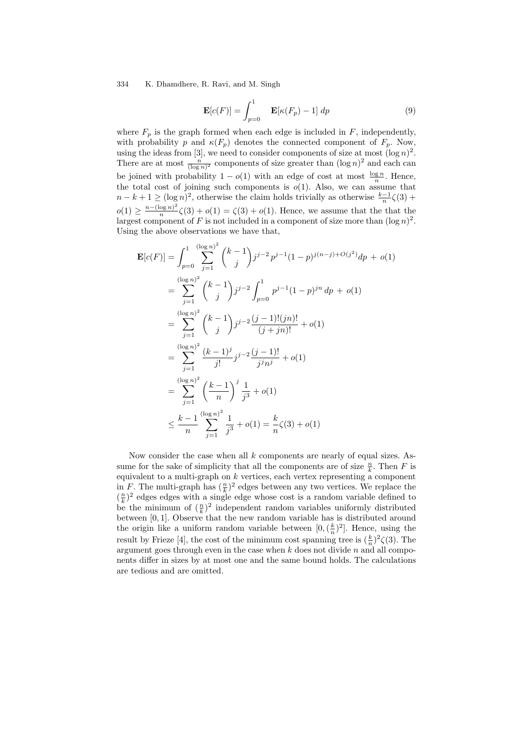$$\mathbf{E}[c(F)] = \int_{p=0}^{1} \quad \mathbf{E}[\kappa(F_p) - 1] \; dp \tag{9}$$

where $F_p$ is the graph formed when each edge is included in $F$, independently, with probability $p$ and $\kappa(F_p)$ denotes the connected component of $F_p$. Now, using the ideas from [3], we need to consider components of size at most $(\log n)^2$. There are at most $\frac{n}{(\log n)^2}$ components of size greater than $(\log n)^2$ and each can be joined with probability $1 - o(1)$ with an edge of cost at most $\frac{\log n}{n}$. Hence, the total cost of joining such components is $o(1)$. Also, we can assume that $n - k + 1 \geq (\log n)^2$, otherwise the claim holds trivially as otherwise $\frac{k-1}{n}\zeta(3) + o(1) \geq \frac{n-(\log n)^2}{n}\zeta(3) + o(1) = \zeta(3) + o(1)$. Hence, we assume that the that the largest component of $F$ is not included in a component of size more than $(\log n)^2$. Using the above observations we have that,

$$\begin{aligned}
\mathbf{E}[c(F)] &= \int_{p=0}^{1} \sum_{j=1}^{(\log n)^2} \binom{k-1}{j} j^{j-2} \, p^{j-1} (1-p)^{j(n-j)+O(j^2)} dp \; + \; o(1) \\
&= \sum_{j=1}^{(\log n)^2} \binom{k-1}{j} j^{j-2} \int_{p=0}^{1} p^{j-1} (1-p)^{jn} \, dp \; + \; o(1) \\
&= \sum_{j=1}^{(\log n)^2} \binom{k-1}{j} j^{j-2} \frac{(j-1)!(jn)!}{(j+jn)!} + o(1) \\
&= \sum_{j=1}^{(\log n)^2} \frac{(k-1)^j}{j!} j^{j-2} \frac{(j-1)!}{j^j n^j} + o(1) \\
&= \sum_{j=1}^{(\log n)^2} \left(\frac{k-1}{n}\right)^j \frac{1}{j^3} + o(1) \\
&\leq \frac{k-1}{n} \sum_{j=1}^{(\log n)^2} \frac{1}{j^3} + o(1) = \frac{k}{n}\zeta(3) + o(1)
\end{aligned}$$

Now consider the case when all $k$ components are nearly of equal sizes. Assume for the sake of simplicity that all the components are of size $\frac{n}{k}$. Then $F$ is equivalent to a multi-graph on $k$ vertices, each vertex representing a component in $F$. The multi-graph has $(\frac{n}{k})^2$ edges between any two vertices. We replace the $(\frac{n}{k})^2$ edges edges with a single edge whose cost is a random variable defined to be the minimum of $(\frac{n}{k})^2$ independent random variables uniformly distributed between $[0, 1]$. Observe that the new random variable has is distributed around the origin like a uniform random variable between $[0, (\frac{k}{n})^2]$. Hence, using the result by Frieze [4], the cost of the minimum cost spanning tree is $(\frac{k}{n})^2\zeta(3)$. The argument goes through even in the case when $k$ does not divide $n$ and all components differ in sizes by at most one and the same bound holds. The calculations are tedious and are omitted.